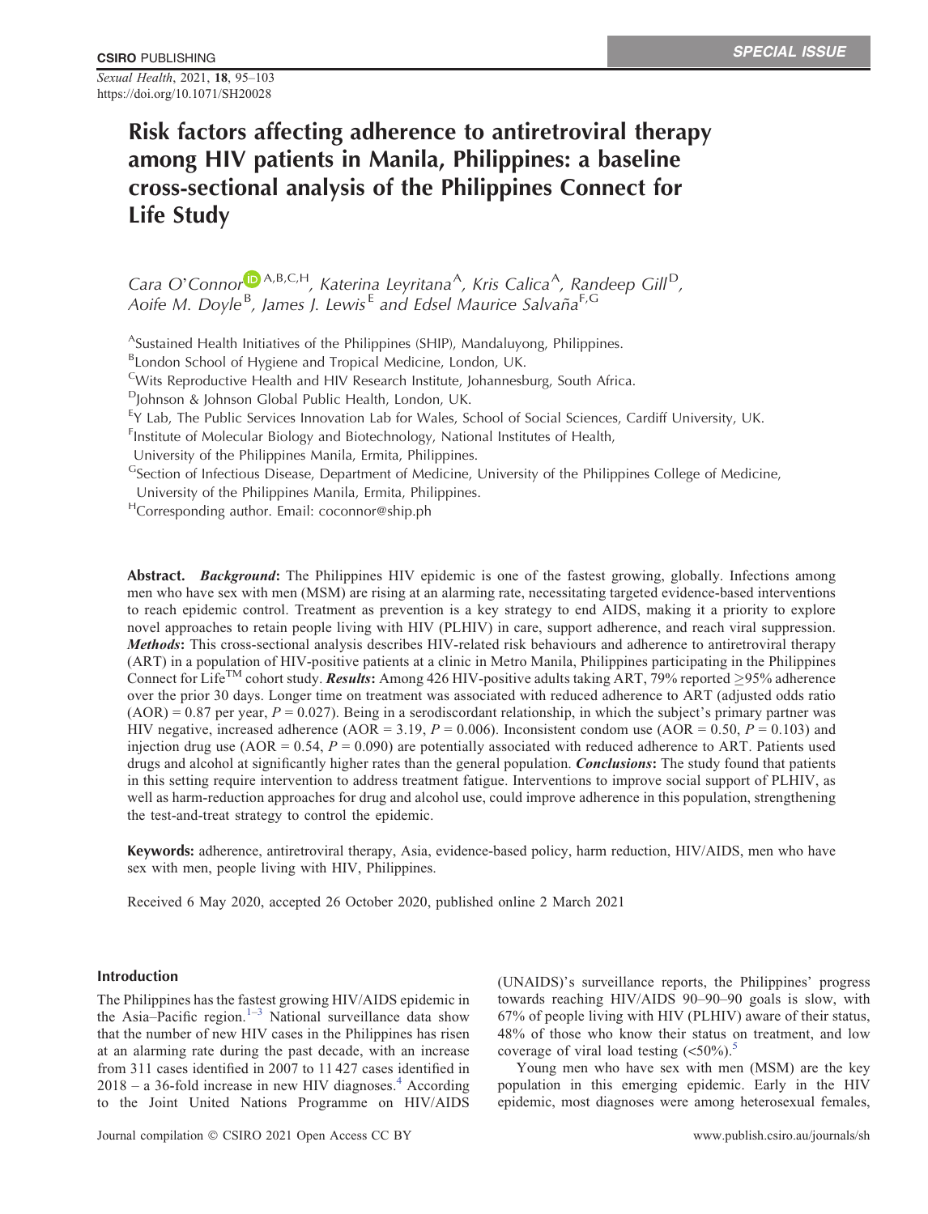SPECIAL ISSUE

# Risk factors affecting adherence to antiretroviral therapy among HIV patients in Manila, Philippines: a baseline cross-sectional analysis of the Philippines Connect for Life Study

Cara O'Connor[A,B,C,H], Katerina Leyritana[A], Kris Calica[A], Randeep Gill[D], Aoife M. Doyle[B], James J. Lewis[E] and Edsel Maurice Salvaña[F,G]

[A]Sustained Health Initiatives of the Philippines (SHIP), Mandaluyong, Philippines.
[B]London School of Hygiene and Tropical Medicine, London, UK.
[C]Wits Reproductive Health and HIV Research Institute, Johannesburg, South Africa.
[D]Johnson & Johnson Global Public Health, London, UK.
[E]Y Lab, The Public Services Innovation Lab for Wales, School of Social Sciences, Cardiff University, UK.
[F]Institute of Molecular Biology and Biotechnology, National Institutes of Health, University of the Philippines Manila, Ermita, Philippines.
[G]Section of Infectious Disease, Department of Medicine, University of the Philippines College of Medicine, University of the Philippines Manila, Ermita, Philippines.
[H]Corresponding author. Email: coconnor@ship.ph

**Abstract.** ***Background***: The Philippines HIV epidemic is one of the fastest growing, globally. Infections among men who have sex with men (MSM) are rising at an alarming rate, necessitating targeted evidence-based interventions to reach epidemic control. Treatment as prevention is a key strategy to end AIDS, making it a priority to explore novel approaches to retain people living with HIV (PLHIV) in care, support adherence, and reach viral suppression. ***Methods***: This cross-sectional analysis describes HIV-related risk behaviours and adherence to antiretroviral therapy (ART) in a population of HIV-positive patients at a clinic in Metro Manila, Philippines participating in the Philippines Connect for Life™ cohort study. ***Results***: Among 426 HIV-positive adults taking ART, 79% reported ≥95% adherence over the prior 30 days. Longer time on treatment was associated with reduced adherence to ART (adjusted odds ratio (AOR) = 0.87 per year, $P = 0.027$). Being in a serodiscordant relationship, in which the subject's primary partner was HIV negative, increased adherence (AOR = 3.19, $P = 0.006$). Inconsistent condom use (AOR = 0.50, $P = 0.103$) and injection drug use (AOR = 0.54, $P = 0.090$) are potentially associated with reduced adherence to ART. Patients used drugs and alcohol at significantly higher rates than the general population. ***Conclusions***: The study found that patients in this setting require intervention to address treatment fatigue. Interventions to improve social support of PLHIV, as well as harm-reduction approaches for drug and alcohol use, could improve adherence in this population, strengthening the test-and-treat strategy to control the epidemic.

**Keywords:** adherence, antiretroviral therapy, Asia, evidence-based policy, harm reduction, HIV/AIDS, men who have sex with men, people living with HIV, Philippines.

Received 6 May 2020, accepted 26 October 2020, published online 2 March 2021

## Introduction

The Philippines has the fastest growing HIV/AIDS epidemic in the Asia–Pacific region.[1–3] National surveillance data show that the number of new HIV cases in the Philippines has risen at an alarming rate during the past decade, with an increase from 311 cases identified in 2007 to 11 427 cases identified in 2018 – a 36-fold increase in new HIV diagnoses.[4] According to the Joint United Nations Programme on HIV/AIDS (UNAIDS)'s surveillance reports, the Philippines' progress towards reaching HIV/AIDS 90–90–90 goals is slow, with 67% of people living with HIV (PLHIV) aware of their status, 48% of those who know their status on treatment, and low coverage of viral load testing (<50%).[5]

Young men who have sex with men (MSM) are the key population in this emerging epidemic. Early in the HIV epidemic, most diagnoses were among heterosexual females,

Journal compilation © CSIRO 2021 Open Access CC BY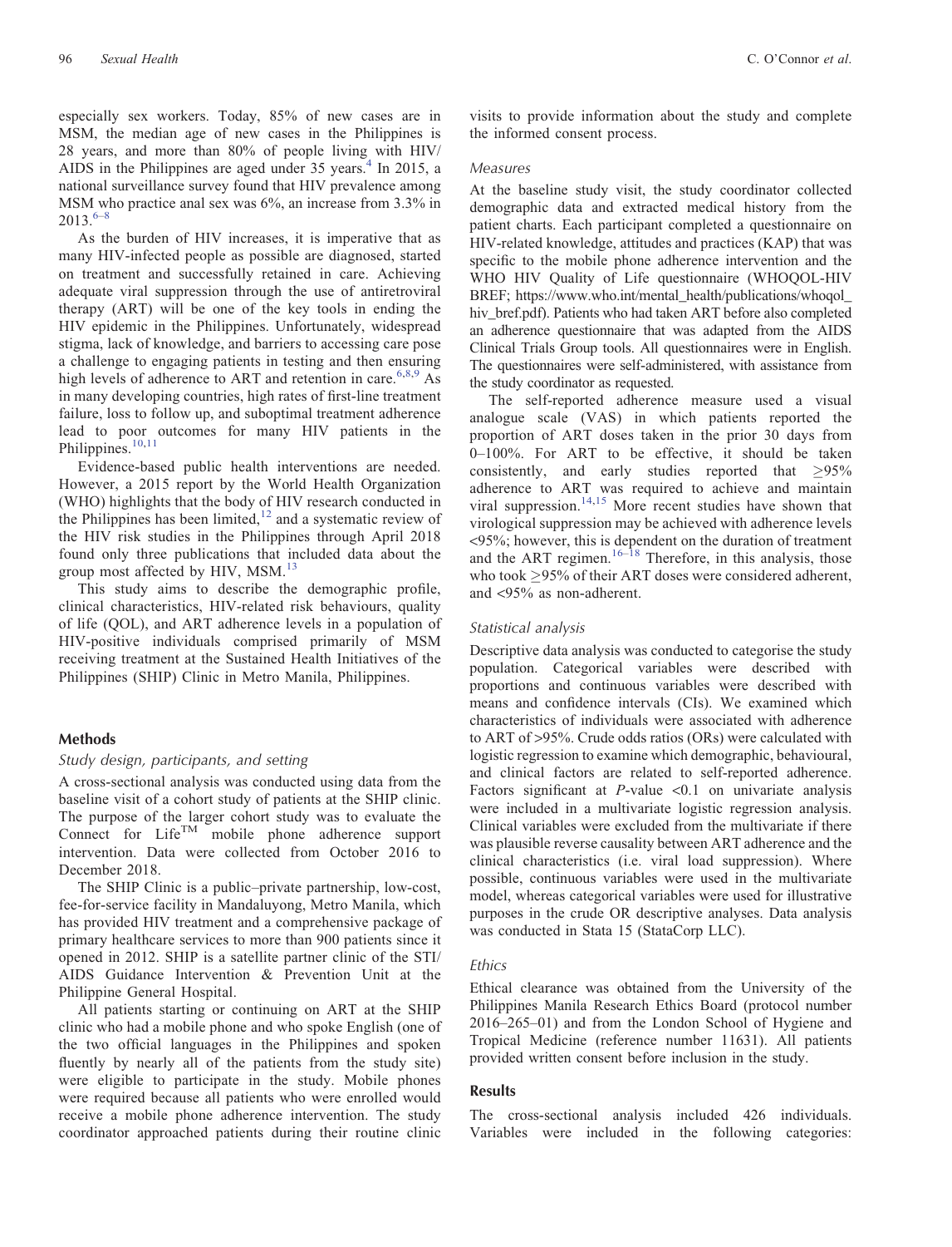especially sex workers. Today, 85% of new cases are in MSM, the median age of new cases in the Philippines is 28 years, and more than 80% of people living with HIV/AIDS in the Philippines are aged under 35 years.[4] In 2015, a national surveillance survey found that HIV prevalence among MSM who practice anal sex was 6%, an increase from 3.3% in 2013.[6–8]

As the burden of HIV increases, it is imperative that as many HIV-infected people as possible are diagnosed, started on treatment and successfully retained in care. Achieving adequate viral suppression through the use of antiretroviral therapy (ART) will be one of the key tools in ending the HIV epidemic in the Philippines. Unfortunately, widespread stigma, lack of knowledge, and barriers to accessing care pose a challenge to engaging patients in testing and then ensuring high levels of adherence to ART and retention in care.[6,8,9] As in many developing countries, high rates of first-line treatment failure, loss to follow up, and suboptimal treatment adherence lead to poor outcomes for many HIV patients in the Philippines.[10,11]

Evidence-based public health interventions are needed. However, a 2015 report by the World Health Organization (WHO) highlights that the body of HIV research conducted in the Philippines has been limited,[12] and a systematic review of the HIV risk studies in the Philippines through April 2018 found only three publications that included data about the group most affected by HIV, MSM.[13]

This study aims to describe the demographic profile, clinical characteristics, HIV-related risk behaviours, quality of life (QOL), and ART adherence levels in a population of HIV-positive individuals comprised primarily of MSM receiving treatment at the Sustained Health Initiatives of the Philippines (SHIP) Clinic in Metro Manila, Philippines.

## Methods

### Study design, participants, and setting

A cross-sectional analysis was conducted using data from the baseline visit of a cohort study of patients at the SHIP clinic. The purpose of the larger cohort study was to evaluate the Connect for Life™ mobile phone adherence support intervention. Data were collected from October 2016 to December 2018.

The SHIP Clinic is a public–private partnership, low-cost, fee-for-service facility in Mandaluyong, Metro Manila, which has provided HIV treatment and a comprehensive package of primary healthcare services to more than 900 patients since it opened in 2012. SHIP is a satellite partner clinic of the STI/AIDS Guidance Intervention & Prevention Unit at the Philippine General Hospital.

All patients starting or continuing on ART at the SHIP clinic who had a mobile phone and who spoke English (one of the two official languages in the Philippines and spoken fluently by nearly all of the patients from the study site) were eligible to participate in the study. Mobile phones were required because all patients who were enrolled would receive a mobile phone adherence intervention. The study coordinator approached patients during their routine clinic visits to provide information about the study and complete the informed consent process.

### Measures

At the baseline study visit, the study coordinator collected demographic data and extracted medical history from the patient charts. Each participant completed a questionnaire on HIV-related knowledge, attitudes and practices (KAP) that was specific to the mobile phone adherence intervention and the WHO HIV Quality of Life questionnaire (WHOQOL-HIV BREF; https://www.who.int/mental_health/publications/whoqol_hiv_bref.pdf). Patients who had taken ART before also completed an adherence questionnaire that was adapted from the AIDS Clinical Trials Group tools. All questionnaires were in English. The questionnaires were self-administered, with assistance from the study coordinator as requested.

The self-reported adherence measure used a visual analogue scale (VAS) in which patients reported the proportion of ART doses taken in the prior 30 days from 0–100%. For ART to be effective, it should be taken consistently, and early studies reported that $\geq$95% adherence to ART was required to achieve and maintain viral suppression.[14,15] More recent studies have shown that virological suppression may be achieved with adherence levels <95%; however, this is dependent on the duration of treatment and the ART regimen.[16–18] Therefore, in this analysis, those who took $\geq$95% of their ART doses were considered adherent, and <95% as non-adherent.

### Statistical analysis

Descriptive data analysis was conducted to categorise the study population. Categorical variables were described with proportions and continuous variables were described with means and confidence intervals (CIs). We examined which characteristics of individuals were associated with adherence to ART of >95%. Crude odds ratios (ORs) were calculated with logistic regression to examine which demographic, behavioural, and clinical factors are related to self-reported adherence. Factors significant at $P$-value <0.1 on univariate analysis were included in a multivariate logistic regression analysis. Clinical variables were excluded from the multivariate if there was plausible reverse causality between ART adherence and the clinical characteristics (i.e. viral load suppression). Where possible, continuous variables were used in the multivariate model, whereas categorical variables were used for illustrative purposes in the crude OR descriptive analyses. Data analysis was conducted in Stata 15 (StataCorp LLC).

### Ethics

Ethical clearance was obtained from the University of the Philippines Manila Research Ethics Board (protocol number 2016–265–01) and from the London School of Hygiene and Tropical Medicine (reference number 11631). All patients provided written consent before inclusion in the study.

## Results

The cross-sectional analysis included 426 individuals. Variables were included in the following categories: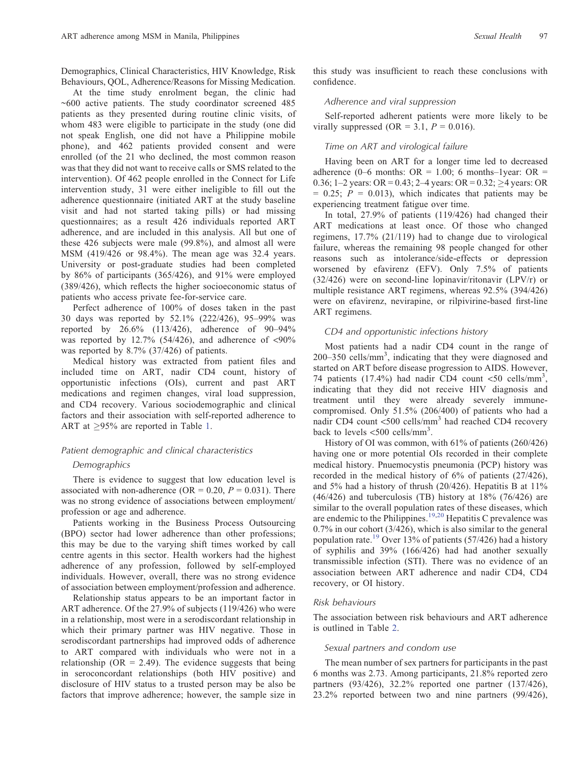Demographics, Clinical Characteristics, HIV Knowledge, Risk Behaviours, QOL, Adherence/Reasons for Missing Medication.

At the time study enrolment began, the clinic had ~600 active patients. The study coordinator screened 485 patients as they presented during routine clinic visits, of whom 483 were eligible to participate in the study (one did not speak English, one did not have a Philippine mobile phone), and 462 patients provided consent and were enrolled (of the 21 who declined, the most common reason was that they did not want to receive calls or SMS related to the intervention). Of 462 people enrolled in the Connect for Life intervention study, 31 were either ineligible to fill out the adherence questionnaire (initiated ART at the study baseline visit and had not started taking pills) or had missing questionnaires; as a result 426 individuals reported ART adherence, and are included in this analysis. All but one of these 426 subjects were male (99.8%), and almost all were MSM (419/426 or 98.4%). The mean age was 32.4 years. University or post-graduate studies had been completed by 86% of participants (365/426), and 91% were employed (389/426), which reflects the higher socioeconomic status of patients who access private fee-for-service care.

Perfect adherence of 100% of doses taken in the past 30 days was reported by 52.1% (222/426), 95–99% was reported by 26.6% (113/426), adherence of 90–94% was reported by 12.7% (54/426), and adherence of <90% was reported by 8.7% (37/426) of patients.

Medical history was extracted from patient files and included time on ART, nadir CD4 count, history of opportunistic infections (OIs), current and past ART medications and regimen changes, viral load suppression, and CD4 recovery. Various sociodemographic and clinical factors and their association with self-reported adherence to ART at ≥95% are reported in Table 1.

## Patient demographic and clinical characteristics

### Demographics

There is evidence to suggest that low education level is associated with non-adherence (OR = 0.20, $P = 0.031$). There was no strong evidence of associations between employment/ profession or age and adherence.

Patients working in the Business Process Outsourcing (BPO) sector had lower adherence than other professions; this may be due to the varying shift times worked by call centre agents in this sector. Health workers had the highest adherence of any profession, followed by self-employed individuals. However, overall, there was no strong evidence of association between employment/profession and adherence.

Relationship status appears to be an important factor in ART adherence. Of the 27.9% of subjects (119/426) who were in a relationship, most were in a serodiscordant relationship in which their primary partner was HIV negative. Those in serodiscordant partnerships had improved odds of adherence to ART compared with individuals who were not in a relationship (OR = 2.49). The evidence suggests that being in seroconcordant relationships (both HIV positive) and disclosure of HIV status to a trusted person may be also be factors that improve adherence; however, the sample size in this study was insufficient to reach these conclusions with confidence.

### Adherence and viral suppression

Self-reported adherent patients were more likely to be virally suppressed (OR = 3.1, $P = 0.016$).

### Time on ART and virological failure

Having been on ART for a longer time led to decreased adherence (0–6 months: OR = 1.00; 6 months–1year: OR = 0.36; 1–2 years: OR = 0.43; 2–4 years: OR = 0.32; ≥4 years: OR = 0.25; $P = 0.013$), which indicates that patients may be experiencing treatment fatigue over time.

In total, 27.9% of patients (119/426) had changed their ART medications at least once. Of those who changed regimens, 17.7% (21/119) had to change due to virological failure, whereas the remaining 98 people changed for other reasons such as intolerance/side-effects or depression worsened by efavirenz (EFV). Only 7.5% of patients (32/426) were on second-line lopinavir/ritonavir (LPV/r) or multiple resistance ART regimens, whereas 92.5% (394/426) were on efavirenz, nevirapine, or rilpivirine-based first-line ART regimens.

### CD4 and opportunistic infections history

Most patients had a nadir CD4 count in the range of 200–350 cells/mm$^3$, indicating that they were diagnosed and started on ART before disease progression to AIDS. However, 74 patients (17.4%) had nadir CD4 count <50 cells/mm$^3$, indicating that they did not receive HIV diagnosis and treatment until they were already severely immune-compromised. Only 51.5% (206/400) of patients who had a nadir CD4 count <500 cells/mm$^3$ had reached CD4 recovery back to levels <500 cells/mm$^3$.

History of OI was common, with 61% of patients (260/426) having one or more potential OIs recorded in their complete medical history. Pnuemocystis pneumonia (PCP) history was recorded in the medical history of 6% of patients (27/426), and 5% had a history of thrush (20/426). Hepatitis B at 11% (46/426) and tuberculosis (TB) history at 18% (76/426) are similar to the overall population rates of these diseases, which are endemic to the Philippines.[19,20] Hepatitis C prevalence was 0.7% in our cohort (3/426), which is also similar to the general population rate.[19] Over 13% of patients (57/426) had a history of syphilis and 39% (166/426) had had another sexually transmissible infection (STI). There was no evidence of an association between ART adherence and nadir CD4, CD4 recovery, or OI history.

## Risk behaviours

The association between risk behaviours and ART adherence is outlined in Table 2.

### Sexual partners and condom use

The mean number of sex partners for participants in the past 6 months was 2.73. Among participants, 21.8% reported zero partners (93/426), 32.2% reported one partner (137/426), 23.2% reported between two and nine partners (99/426),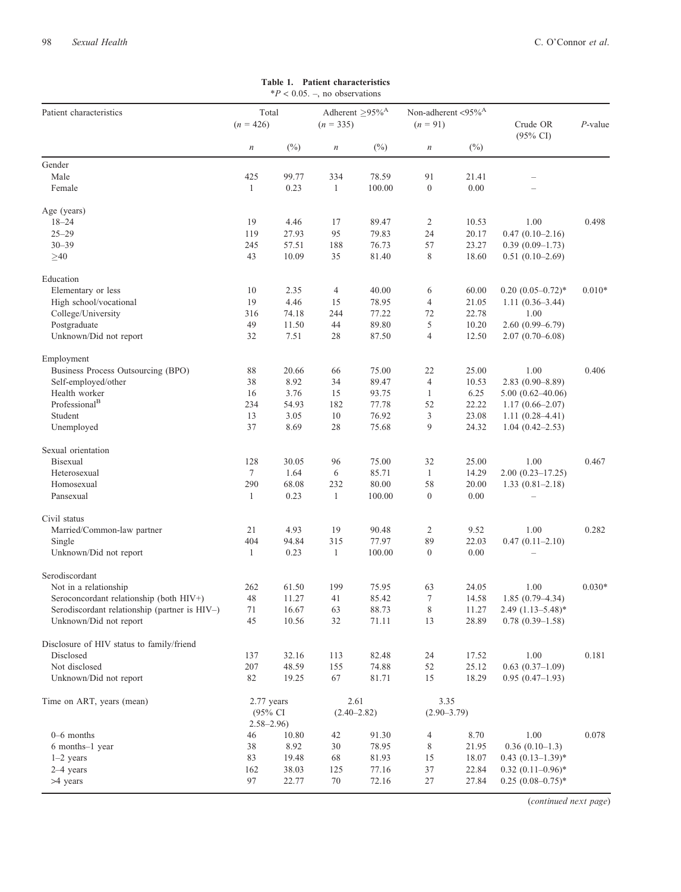**Table 1. Patient characteristics**

*P < 0.05. –, no observations

| Patient characteristics | Total (n = 426) | | Adherent ≥95%[A] (n = 335) | | Non-adherent <95%[A] (n = 91) | | Crude OR (95% CI) | P-value |
|---|---|---|---|---|---|---|---|---|
| | n | (%) | n | (%) | n | (%) | | |
| **Gender** | | | | | | | | |
| Male | 425 | 99.77 | 334 | 78.59 | 91 | 21.41 | – | |
| Female | 1 | 0.23 | 1 | 100.00 | 0 | 0.00 | – | |
| **Age (years)** | | | | | | | | |
| 18–24 | 19 | 4.46 | 17 | 89.47 | 2 | 10.53 | 1.00 | 0.498 |
| 25–29 | 119 | 27.93 | 95 | 79.83 | 24 | 20.17 | 0.47 (0.10–2.16) | |
| 30–39 | 245 | 57.51 | 188 | 76.73 | 57 | 23.27 | 0.39 (0.09–1.73) | |
| ≥40 | 43 | 10.09 | 35 | 81.40 | 8 | 18.60 | 0.51 (0.10–2.69) | |
| **Education** | | | | | | | | |
| Elementary or less | 10 | 2.35 | 4 | 40.00 | 6 | 60.00 | 0.20 (0.05–0.72)* | 0.010* |
| High school/vocational | 19 | 4.46 | 15 | 78.95 | 4 | 21.05 | 1.11 (0.36–3.44) | |
| College/University | 316 | 74.18 | 244 | 77.22 | 72 | 22.78 | 1.00 | |
| Postgraduate | 49 | 11.50 | 44 | 89.80 | 5 | 10.20 | 2.60 (0.99–6.79) | |
| Unknown/Did not report | 32 | 7.51 | 28 | 87.50 | 4 | 12.50 | 2.07 (0.70–6.08) | |
| **Employment** | | | | | | | | |
| Business Process Outsourcing (BPO) | 88 | 20.66 | 66 | 75.00 | 22 | 25.00 | 1.00 | 0.406 |
| Self-employed/other | 38 | 8.92 | 34 | 89.47 | 4 | 10.53 | 2.83 (0.90–8.89) | |
| Health worker | 16 | 3.76 | 15 | 93.75 | 1 | 6.25 | 5.00 (0.62–40.06) | |
| Professional[B] | 234 | 54.93 | 182 | 77.78 | 52 | 22.22 | 1.17 (0.66–2.07) | |
| Student | 13 | 3.05 | 10 | 76.92 | 3 | 23.08 | 1.11 (0.28–4.41) | |
| Unemployed | 37 | 8.69 | 28 | 75.68 | 9 | 24.32 | 1.04 (0.42–2.53) | |
| **Sexual orientation** | | | | | | | | |
| Bisexual | 128 | 30.05 | 96 | 75.00 | 32 | 25.00 | 1.00 | 0.467 |
| Heterosexual | 7 | 1.64 | 6 | 85.71 | 1 | 14.29 | 2.00 (0.23–17.25) | |
| Homosexual | 290 | 68.08 | 232 | 80.00 | 58 | 20.00 | 1.33 (0.81–2.18) | |
| Pansexual | 1 | 0.23 | 1 | 100.00 | 0 | 0.00 | – | |
| **Civil status** | | | | | | | | |
| Married/Common-law partner | 21 | 4.93 | 19 | 90.48 | 2 | 9.52 | 1.00 | 0.282 |
| Single | 404 | 94.84 | 315 | 77.97 | 89 | 22.03 | 0.47 (0.11–2.10) | |
| Unknown/Did not report | 1 | 0.23 | 1 | 100.00 | 0 | 0.00 | – | |
| **Serodiscordant** | | | | | | | | |
| Not in a relationship | 262 | 61.50 | 199 | 75.95 | 63 | 24.05 | 1.00 | 0.030* |
| Seroconcordant relationship (both HIV+) | 48 | 11.27 | 41 | 85.42 | 7 | 14.58 | 1.85 (0.79–4.34) | |
| Serodiscordant relationship (partner is HIV–) | 71 | 16.67 | 63 | 88.73 | 8 | 11.27 | 2.49 (1.13–5.48)* | |
| Unknown/Did not report | 45 | 10.56 | 32 | 71.11 | 13 | 28.89 | 0.78 (0.39–1.58) | |
| **Disclosure of HIV status to family/friend** | | | | | | | | |
| Disclosed | 137 | 32.16 | 113 | 82.48 | 24 | 17.52 | 1.00 | 0.181 |
| Not disclosed | 207 | 48.59 | 155 | 74.88 | 52 | 25.12 | 0.63 (0.37–1.09) | |
| Unknown/Did not report | 82 | 19.25 | 67 | 81.71 | 15 | 18.29 | 0.95 (0.47–1.93) | |
| **Time on ART, years (mean)** | 2.77 years (95% CI 2.58–2.96) | | 2.61 (2.40–2.82) | | 3.35 (2.90–3.79) | | | |
| 0–6 months | 46 | 10.80 | 42 | 91.30 | 4 | 8.70 | 1.00 | 0.078 |
| 6 months–1 year | 38 | 8.92 | 30 | 78.95 | 8 | 21.95 | 0.36 (0.10–1.3) | |
| 1–2 years | 83 | 19.48 | 68 | 81.93 | 15 | 18.07 | 0.43 (0.13–1.39)* | |
| 2–4 years | 162 | 38.03 | 125 | 77.16 | 37 | 22.84 | 0.32 (0.11–0.96)* | |
| >4 years | 97 | 22.77 | 70 | 72.16 | 27 | 27.84 | 0.25 (0.08–0.75)* | |

(*continued next page*)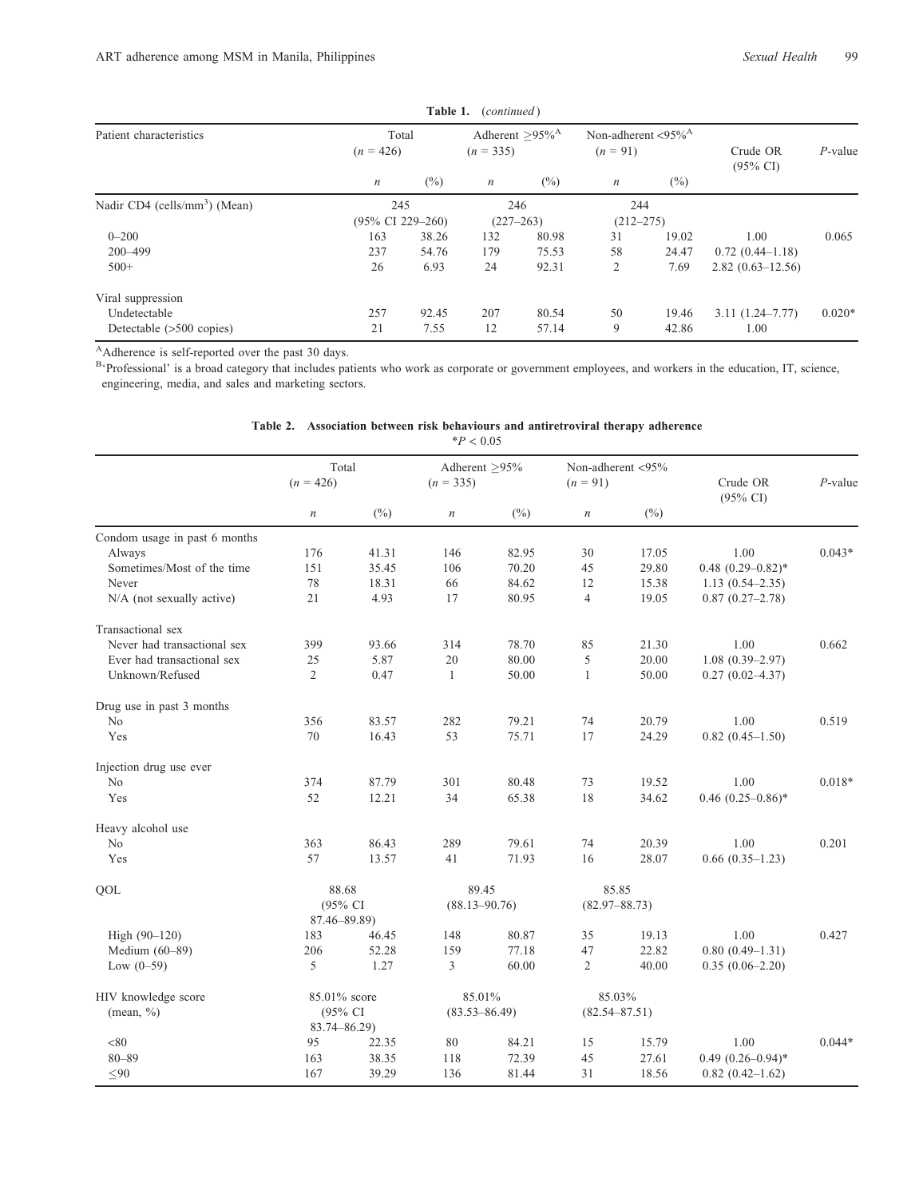**Table 1.** (*continued*)

| Patient characteristics | Total (*n* = 426) | | Adherent ≥95%[A] (*n* = 335) | | Non-adherent <95%[A] (*n* = 91) | | Crude OR (95% CI) | *P*-value |
|---|---|---|---|---|---|---|---|---|
| | *n* | (%) | *n* | (%) | *n* | (%) | | |
| Nadir CD4 (cells/mm$^3$) (Mean) | 245 (95% CI 229–260) | | 246 (227–263) | | 244 (212–275) | | | |
| 0–200 | 163 | 38.26 | 132 | 80.98 | 31 | 19.02 | 1.00 | 0.065 |
| 200–499 | 237 | 54.76 | 179 | 75.53 | 58 | 24.47 | 0.72 (0.44–1.18) | |
| 500+ | 26 | 6.93 | 24 | 92.31 | 2 | 7.69 | 2.82 (0.63–12.56) | |
| Viral suppression | | | | | | | | |
| Undetectable | 257 | 92.45 | 207 | 80.54 | 50 | 19.46 | 3.11 (1.24–7.77) | 0.020* |
| Detectable (>500 copies) | 21 | 7.55 | 12 | 57.14 | 9 | 42.86 | 1.00 | |

[A]Adherence is self-reported over the past 30 days.
[B]'Professional' is a broad category that includes patients who work as corporate or government employees, and workers in the education, IT, science, engineering, media, and sales and marketing sectors.

**Table 2. Association between risk behaviours and antiretroviral therapy adherence**
*$P < 0.05$

| | Total (*n* = 426) | | Adherent ≥95% (*n* = 335) | | Non-adherent <95% (*n* = 91) | | Crude OR (95% CI) | *P*-value |
|---|---|---|---|---|---|---|---|---|
| | *n* | (%) | *n* | (%) | *n* | (%) | | |
| Condom usage in past 6 months | | | | | | | | |
| Always | 176 | 41.31 | 146 | 82.95 | 30 | 17.05 | 1.00 | 0.043* |
| Sometimes/Most of the time | 151 | 35.45 | 106 | 70.20 | 45 | 29.80 | 0.48 (0.29–0.82)* | |
| Never | 78 | 18.31 | 66 | 84.62 | 12 | 15.38 | 1.13 (0.54–2.35) | |
| N/A (not sexually active) | 21 | 4.93 | 17 | 80.95 | 4 | 19.05 | 0.87 (0.27–2.78) | |
| Transactional sex | | | | | | | | |
| Never had transactional sex | 399 | 93.66 | 314 | 78.70 | 85 | 21.30 | 1.00 | 0.662 |
| Ever had transactional sex | 25 | 5.87 | 20 | 80.00 | 5 | 20.00 | 1.08 (0.39–2.97) | |
| Unknown/Refused | 2 | 0.47 | 1 | 50.00 | 1 | 50.00 | 0.27 (0.02–4.37) | |
| Drug use in past 3 months | | | | | | | | |
| No | 356 | 83.57 | 282 | 79.21 | 74 | 20.79 | 1.00 | 0.519 |
| Yes | 70 | 16.43 | 53 | 75.71 | 17 | 24.29 | 0.82 (0.45–1.50) | |
| Injection drug use ever | | | | | | | | |
| No | 374 | 87.79 | 301 | 80.48 | 73 | 19.52 | 1.00 | 0.018* |
| Yes | 52 | 12.21 | 34 | 65.38 | 18 | 34.62 | 0.46 (0.25–0.86)* | |
| Heavy alcohol use | | | | | | | | |
| No | 363 | 86.43 | 289 | 79.61 | 74 | 20.39 | 1.00 | 0.201 |
| Yes | 57 | 13.57 | 41 | 71.93 | 16 | 28.07 | 0.66 (0.35–1.23) | |
| QOL | 88.68 (95% CI 87.46–89.89) | | 89.45 (88.13–90.76) | | 85.85 (82.97–88.73) | | | |
| High (90–120) | 183 | 46.45 | 148 | 80.87 | 35 | 19.13 | 1.00 | 0.427 |
| Medium (60–89) | 206 | 52.28 | 159 | 77.18 | 47 | 22.82 | 0.80 (0.49–1.31) | |
| Low (0–59) | 5 | 1.27 | 3 | 60.00 | 2 | 40.00 | 0.35 (0.06–2.20) | |
| HIV knowledge score (mean, %) | 85.01% score (95% CI 83.74–86.29) | | 85.01% (83.53–86.49) | | 85.03% (82.54–87.51) | | | |
| <80 | 95 | 22.35 | 80 | 84.21 | 15 | 15.79 | 1.00 | 0.044* |
| 80–89 | 163 | 38.35 | 118 | 72.39 | 45 | 27.61 | 0.49 (0.26–0.94)* | |
| ≤90 | 167 | 39.29 | 136 | 81.44 | 31 | 18.56 | 0.82 (0.42–1.62) | |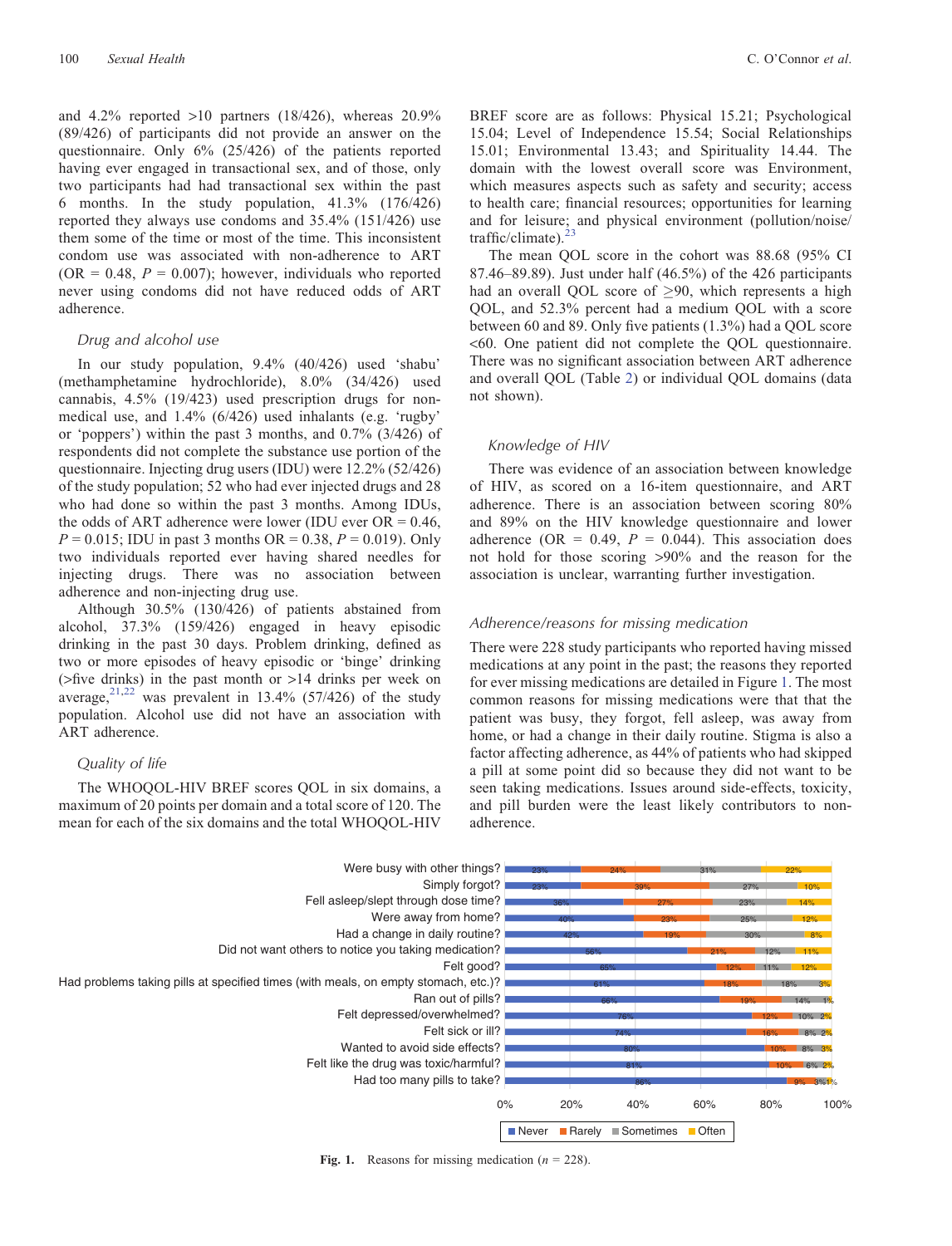and 4.2% reported >10 partners (18/426), whereas 20.9% (89/426) of participants did not provide an answer on the questionnaire. Only 6% (25/426) of the patients reported having ever engaged in transactional sex, and of those, only two participants had had transactional sex within the past 6 months. In the study population, 41.3% (176/426) reported they always use condoms and 35.4% (151/426) use them some of the time or most of the time. This inconsistent condom use was associated with non-adherence to ART (OR = 0.48, $P = 0.007$); however, individuals who reported never using condoms did not have reduced odds of ART adherence.

### Drug and alcohol use

In our study population, 9.4% (40/426) used 'shabu' (methamphetamine hydrochloride), 8.0% (34/426) used cannabis, 4.5% (19/423) used prescription drugs for non-medical use, and 1.4% (6/426) used inhalants (e.g. 'rugby' or 'poppers') within the past 3 months, and 0.7% (3/426) of respondents did not complete the substance use portion of the questionnaire. Injecting drug users (IDU) were 12.2% (52/426) of the study population; 52 who had ever injected drugs and 28 who had done so within the past 3 months. Among IDUs, the odds of ART adherence were lower (IDU ever OR = 0.46, $P = 0.015$; IDU in past 3 months OR = 0.38, $P = 0.019$). Only two individuals reported ever having shared needles for injecting drugs. There was no association between adherence and non-injecting drug use.

Although 30.5% (130/426) of patients abstained from alcohol, 37.3% (159/426) engaged in heavy episodic drinking in the past 30 days. Problem drinking, defined as two or more episodes of heavy episodic or 'binge' drinking (>five drinks) in the past month or >14 drinks per week on average,[21,22] was prevalent in 13.4% (57/426) of the study population. Alcohol use did not have an association with ART adherence.

### Quality of life

The WHOQOL-HIV BREF scores QOL in six domains, a maximum of 20 points per domain and a total score of 120. The mean for each of the six domains and the total WHOQOL-HIV BREF score are as follows: Physical 15.21; Psychological 15.04; Level of Independence 15.54; Social Relationships 15.01; Environmental 13.43; and Spirituality 14.44. The domain with the lowest overall score was Environment, which measures aspects such as safety and security; access to health care; financial resources; opportunities for learning and for leisure; and physical environment (pollution/noise/traffic/climate).[23]

The mean QOL score in the cohort was 88.68 (95% CI 87.46–89.89). Just under half (46.5%) of the 426 participants had an overall QOL score of ≥90, which represents a high QOL, and 52.3% percent had a medium QOL with a score between 60 and 89. Only five patients (1.3%) had a QOL score <60. One patient did not complete the QOL questionnaire. There was no significant association between ART adherence and overall QOL (Table 2) or individual QOL domains (data not shown).

### Knowledge of HIV

There was evidence of an association between knowledge of HIV, as scored on a 16-item questionnaire, and ART adherence. There is an association between scoring 80% and 89% on the HIV knowledge questionnaire and lower adherence (OR = 0.49, $P = 0.044$). This association does not hold for those scoring >90% and the reason for the association is unclear, warranting further investigation.

### Adherence/reasons for missing medication

There were 228 study participants who reported having missed medications at any point in the past; the reasons they reported for ever missing medications are detailed in Figure 1. The most common reasons for missing medications were that that the patient was busy, they forgot, fell asleep, was away from home, or had a change in their daily routine. Stigma is also a factor affecting adherence, as 44% of patients who had skipped a pill at some point did so because they did not want to be seen taking medications. Issues around side-effects, toxicity, and pill burden were the least likely contributors to non-adherence.

| Reason | Never | Rarely | Sometimes | Often |
|---|---|---|---|---|
| Were busy with other things? | 23% | 24% | 31% | 22% |
| Simply forgot? | 23% | 39% | 27% | 10% |
| Fell asleep/slept through dose time? | 36% | 27% | 23% | 14% |
| Were away from home? | 40% | 23% | 25% | 12% |
| Had a change in daily routine? | 42% | 19% | 30% | 8% |
| Did not want others to notice you taking medication? | 56% | 21% | 12% | 11% |
| Felt good? | 65% | 12% | 11% | 12% |
| Had problems taking pills at specified times (with meals, on empty stomach, etc.)? | 61% | 18% | 18% | 3% |
| Ran out of pills? | 66% | 19% | 14% | 1% |
| Felt depressed/overwhelmed? | 76% | 12% | 10% | 2% |
| Felt sick or ill? | 74% | 16% | 8% | 2% |
| Wanted to avoid side effects? | 80% | 10% | 8% | 3% |
| Felt like the drug was toxic/harmful? | 81% | 10% | 6% | 2% |
| Had too many pills to take? | 86% | 9% | 3% | 1% |

**Fig. 1.** Reasons for missing medication ($n$ = 228).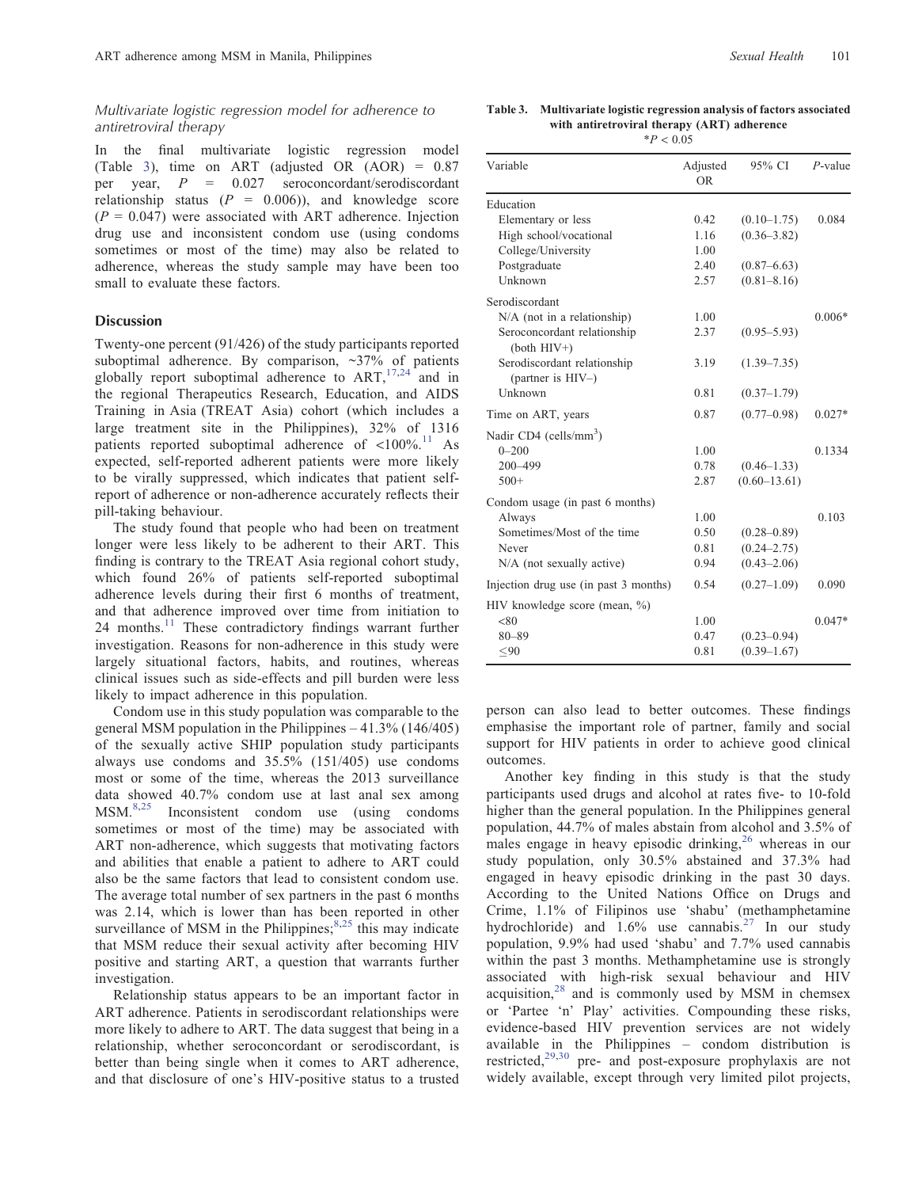### Multivariate logistic regression model for adherence to antiretroviral therapy

In the final multivariate logistic regression model (Table 3), time on ART (adjusted OR (AOR) = 0.87 per year, $P$ = 0.027 seroconcordant/serodiscordant relationship status ($P$ = 0.006)), and knowledge score ($P$ = 0.047) were associated with ART adherence. Injection drug use and inconsistent condom use (using condoms sometimes or most of the time) may also be related to adherence, whereas the study sample may have been too small to evaluate these factors.

**Table 3. Multivariate logistic regression analysis of factors associated with antiretroviral therapy (ART) adherence**

*$P$ < 0.05

| Variable | Adjusted OR | 95% CI | $P$-value |
|---|---|---|---|
| Education | | | |
| Elementary or less | 0.42 | (0.10–1.75) | 0.084 |
| High school/vocational | 1.16 | (0.36–3.82) | |
| College/University | 1.00 | | |
| Postgraduate | 2.40 | (0.87–6.63) | |
| Unknown | 2.57 | (0.81–8.16) | |
| Serodiscordant | | | |
| N/A (not in a relationship) | 1.00 | | 0.006* |
| Seroconcordant relationship (both HIV+) | 2.37 | (0.95–5.93) | |
| Serodiscordant relationship (partner is HIV–) | 3.19 | (1.39–7.35) | |
| Unknown | 0.81 | (0.37–1.79) | |
| Time on ART, years | 0.87 | (0.77–0.98) | 0.027* |
| Nadir CD4 (cells/mm$^3$) | | | |
| 0–200 | 1.00 | | 0.1334 |
| 200–499 | 0.78 | (0.46–1.33) | |
| 500+ | 2.87 | (0.60–13.61) | |
| Condom usage (in past 6 months) | | | |
| Always | 1.00 | | 0.103 |
| Sometimes/Most of the time | 0.50 | (0.28–0.89) | |
| Never | 0.81 | (0.24–2.75) | |
| N/A (not sexually active) | 0.94 | (0.43–2.06) | |
| Injection drug use (in past 3 months) | 0.54 | (0.27–1.09) | 0.090 |
| HIV knowledge score (mean, %) | | | |
| <80 | 1.00 | | 0.047* |
| 80–89 | 0.47 | (0.23–0.94) | |
| ≤90 | 0.81 | (0.39–1.67) | |

## Discussion

Twenty-one percent (91/426) of the study participants reported suboptimal adherence. By comparison, ~37% of patients globally report suboptimal adherence to ART,[17,24] and in the regional Therapeutics Research, Education, and AIDS Training in Asia (TREAT Asia) cohort (which includes a large treatment site in the Philippines), 32% of 1316 patients reported suboptimal adherence of <100%.[11] As expected, self-reported adherent patients were more likely to be virally suppressed, which indicates that patient self-report of adherence or non-adherence accurately reflects their pill-taking behaviour.

The study found that people who had been on treatment longer were less likely to be adherent to their ART. This finding is contrary to the TREAT Asia regional cohort study, which found 26% of patients self-reported suboptimal adherence levels during their first 6 months of treatment, and that adherence improved over time from initiation to 24 months.[11] These contradictory findings warrant further investigation. Reasons for non-adherence in this study were largely situational factors, habits, and routines, whereas clinical issues such as side-effects and pill burden were less likely to impact adherence in this population.

Condom use in this study population was comparable to the general MSM population in the Philippines – 41.3% (146/405) of the sexually active SHIP population study participants always use condoms and 35.5% (151/405) use condoms most or some of the time, whereas the 2013 surveillance data showed 40.7% condom use at last anal sex among MSM.[8,25] Inconsistent condom use (using condoms sometimes or most of the time) may be associated with ART non-adherence, which suggests that motivating factors and abilities that enable a patient to adhere to ART could also be the same factors that lead to consistent condom use. The average total number of sex partners in the past 6 months was 2.14, which is lower than has been reported in other surveillance of MSM in the Philippines;[8,25] this may indicate that MSM reduce their sexual activity after becoming HIV positive and starting ART, a question that warrants further investigation.

Relationship status appears to be an important factor in ART adherence. Patients in serodiscordant relationships were more likely to adhere to ART. The data suggest that being in a relationship, whether seroconcordant or serodiscordant, is better than being single when it comes to ART adherence, and that disclosure of one's HIV-positive status to a trusted person can also lead to better outcomes. These findings emphasise the important role of partner, family and social support for HIV patients in order to achieve good clinical outcomes.

Another key finding in this study is that the study participants used drugs and alcohol at rates five- to 10-fold higher than the general population. In the Philippines general population, 44.7% of males abstain from alcohol and 3.5% of males engage in heavy episodic drinking,[26] whereas in our study population, only 30.5% abstained and 37.3% had engaged in heavy episodic drinking in the past 30 days. According to the United Nations Office on Drugs and Crime, 1.1% of Filipinos use 'shabu' (methamphetamine hydrochloride) and 1.6% use cannabis.[27] In our study population, 9.9% had used 'shabu' and 7.7% used cannabis within the past 3 months. Methamphetamine use is strongly associated with high-risk sexual behaviour and HIV acquisition,[28] and is commonly used by MSM in chemsex or 'Partee 'n' Play' activities. Compounding these risks, evidence-based HIV prevention services are not widely available in the Philippines – condom distribution is restricted,[29,30] pre- and post-exposure prophylaxis are not widely available, except through very limited pilot projects,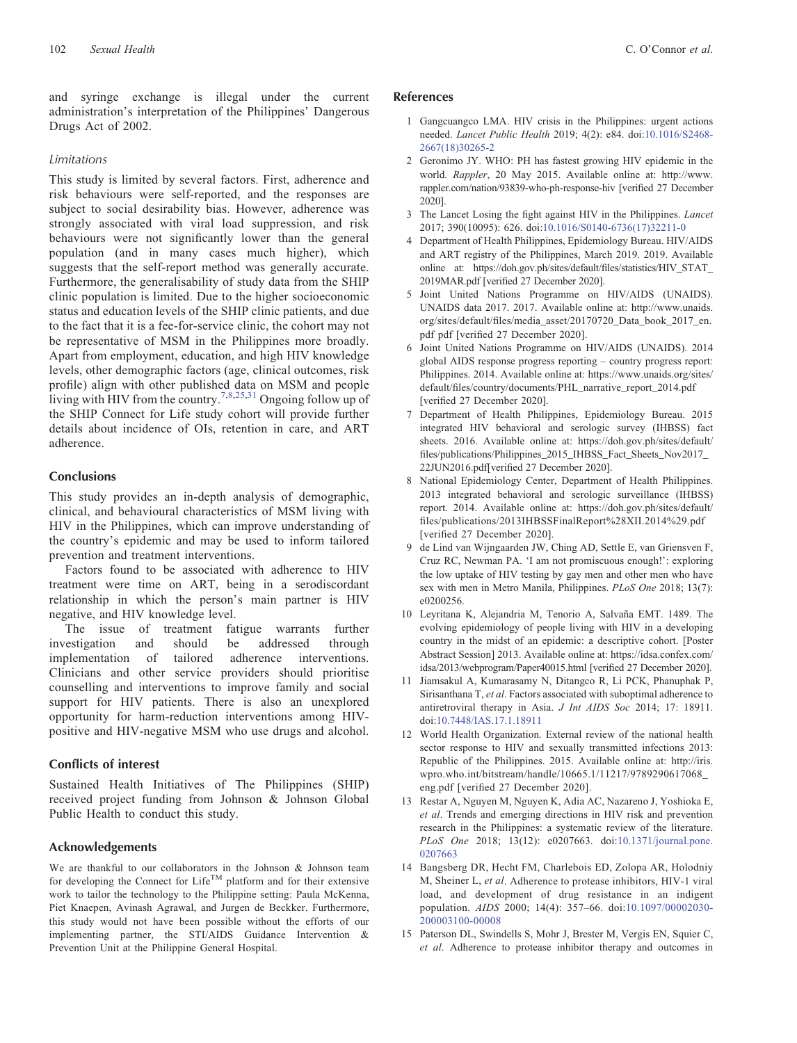and syringe exchange is illegal under the current administration's interpretation of the Philippines' Dangerous Drugs Act of 2002.

### Limitations

This study is limited by several factors. First, adherence and risk behaviours were self-reported, and the responses are subject to social desirability bias. However, adherence was strongly associated with viral load suppression, and risk behaviours were not significantly lower than the general population (and in many cases much higher), which suggests that the self-report method was generally accurate. Furthermore, the generalisability of study data from the SHIP clinic population is limited. Due to the higher socioeconomic status and education levels of the SHIP clinic patients, and due to the fact that it is a fee-for-service clinic, the cohort may not be representative of MSM in the Philippines more broadly. Apart from employment, education, and high HIV knowledge levels, other demographic factors (age, clinical outcomes, risk profile) align with other published data on MSM and people living with HIV from the country.[7,8,25,31] Ongoing follow up of the SHIP Connect for Life study cohort will provide further details about incidence of OIs, retention in care, and ART adherence.

## Conclusions

This study provides an in-depth analysis of demographic, clinical, and behavioural characteristics of MSM living with HIV in the Philippines, which can improve understanding of the country's epidemic and may be used to inform tailored prevention and treatment interventions.

Factors found to be associated with adherence to HIV treatment were time on ART, being in a serodiscordant relationship in which the person's main partner is HIV negative, and HIV knowledge level.

The issue of treatment fatigue warrants further investigation and should be addressed through implementation of tailored adherence interventions. Clinicians and other service providers should prioritise counselling and interventions to improve family and social support for HIV patients. There is also an unexplored opportunity for harm-reduction interventions among HIV-positive and HIV-negative MSM who use drugs and alcohol.

## Conflicts of interest

Sustained Health Initiatives of The Philippines (SHIP) received project funding from Johnson & Johnson Global Public Health to conduct this study.

## Acknowledgements

We are thankful to our collaborators in the Johnson & Johnson team for developing the Connect for Life™ platform and for their extensive work to tailor the technology to the Philippine setting: Paula McKenna, Piet Knaepen, Avinash Agrawal, and Jurgen de Beckker. Furthermore, this study would not have been possible without the efforts of our implementing partner, the STI/AIDS Guidance Intervention & Prevention Unit at the Philippine General Hospital.

## References

1. Gangcuangco LMA. HIV crisis in the Philippines: urgent actions needed. *Lancet Public Health* 2019; 4(2): e84. doi:10.1016/S2468-2667(18)30265-2
2. Geronimo JY. WHO: PH has fastest growing HIV epidemic in the world. *Rappler*, 20 May 2015. Available online at: http://www.rappler.com/nation/93839-who-ph-response-hiv [verified 27 December 2020].
3. The Lancet Losing the fight against HIV in the Philippines. *Lancet* 2017; 390(10095): 626. doi:10.1016/S0140-6736(17)32211-0
4. Department of Health Philippines, Epidemiology Bureau. HIV/AIDS and ART registry of the Philippines, March 2019. 2019. Available online at: https://doh.gov.ph/sites/default/files/statistics/HIV_STAT_2019MAR.pdf [verified 27 December 2020].
5. Joint United Nations Programme on HIV/AIDS (UNAIDS). UNAIDS data 2017. 2017. Available online at: http://www.unaids.org/sites/default/files/media_asset/20170720_Data_book_2017_en.pdf pdf [verified 27 December 2020].
6. Joint United Nations Programme on HIV/AIDS (UNAIDS). 2014 global AIDS response progress reporting – country progress report: Philippines. 2014. Available online at: https://www.unaids.org/sites/default/files/country/documents/PHL_narrative_report_2014.pdf [verified 27 December 2020].
7. Department of Health Philippines, Epidemiology Bureau. 2015 integrated HIV behavioral and serologic survey (IHBSS) fact sheets. 2016. Available online at: https://doh.gov.ph/sites/default/files/publications/Philippines_2015_IHBSS_Fact_Sheets_Nov2017_22JUN2016.pdf[verified 27 December 2020].
8. National Epidemiology Center, Department of Health Philippines. 2013 integrated behavioral and serologic surveillance (IHBSS) report. 2014. Available online at: https://doh.gov.ph/sites/default/files/publications/2013IHBSSFinalReport%28XII.2014%29.pdf [verified 27 December 2020].
9. de Lind van Wijngaarden JW, Ching AD, Settle E, van Griensven F, Cruz RC, Newman PA. 'I am not promiscuous enough!': exploring the low uptake of HIV testing by gay men and other men who have sex with men in Metro Manila, Philippines. *PLoS One* 2018; 13(7): e0200256.
10. Leyritana K, Alejandria M, Tenorio A, Salvaña EMT. 1489. The evolving epidemiology of people living with HIV in a developing country in the midst of an epidemic: a descriptive cohort. [Poster Abstract Session] 2013. Available online at: https://idsa.confex.com/idsa/2013/webprogram/Paper40015.html [verified 27 December 2020].
11. Jiamsakul A, Kumarasamy N, Ditangco R, Li PCK, Phanuphak P, Sirisanthana T, *et al*. Factors associated with suboptimal adherence to antiretroviral therapy in Asia. *J Int AIDS Soc* 2014; 17: 18911. doi:10.7448/IAS.17.1.18911
12. World Health Organization. External review of the national health sector response to HIV and sexually transmitted infections 2013: Republic of the Philippines. 2015. Available online at: http://iris.wpro.who.int/bitstream/handle/10665.1/11217/9789290617068_eng.pdf [verified 27 December 2020].
13. Restar A, Nguyen M, Nguyen K, Adia AC, Nazareno J, Yoshioka E, *et al*. Trends and emerging directions in HIV risk and prevention research in the Philippines: a systematic review of the literature. *PLoS One* 2018; 13(12): e0207663. doi:10.1371/journal.pone.0207663
14. Bangsberg DR, Hecht FM, Charlebois ED, Zolopa AR, Holodniy M, Sheiner L, *et al*. Adherence to protease inhibitors, HIV-1 viral load, and development of drug resistance in an indigent population. *AIDS* 2000; 14(4): 357–66. doi:10.1097/00002030-200003100-00008
15. Paterson DL, Swindells S, Mohr J, Brester M, Vergis EN, Squier C, *et al*. Adherence to protease inhibitor therapy and outcomes in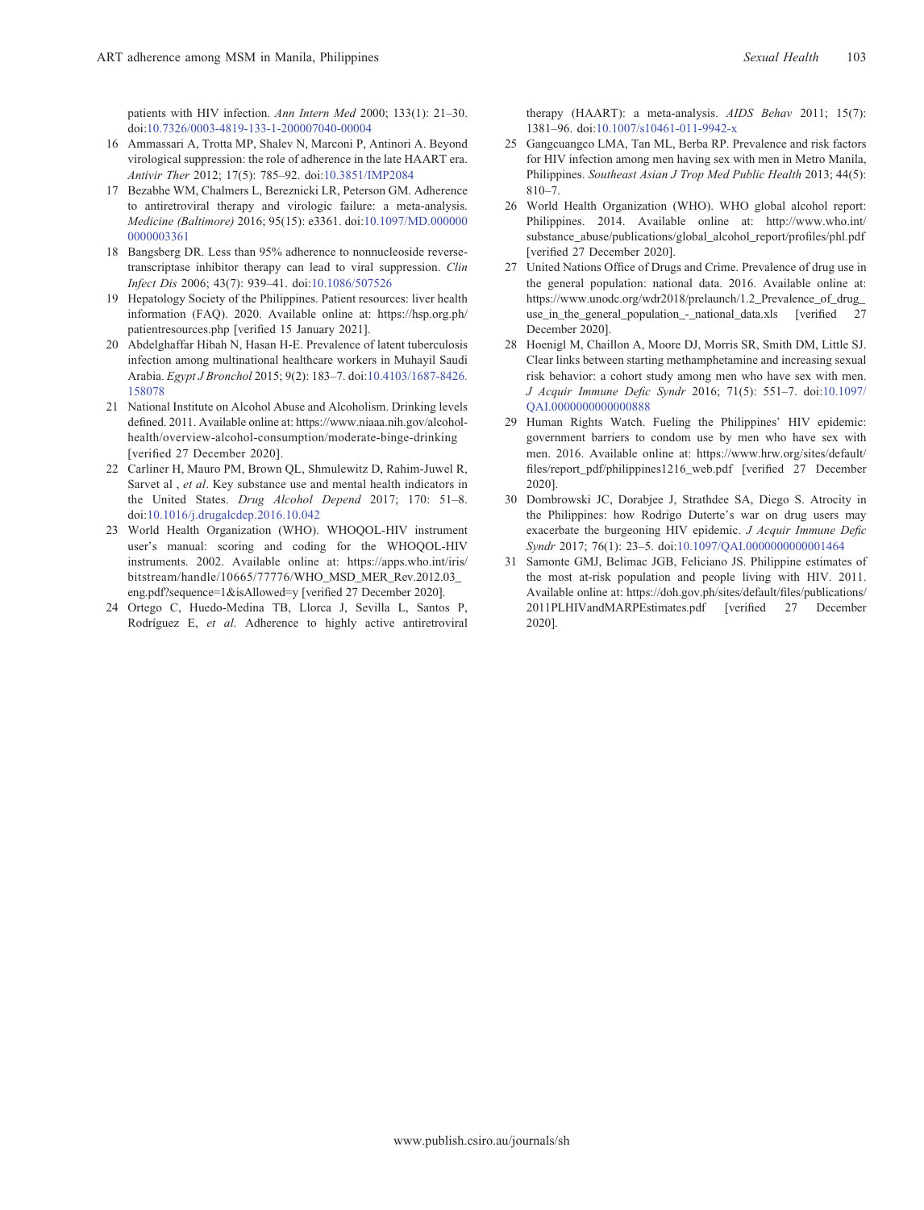patients with HIV infection. *Ann Intern Med* 2000; 133(1): 21–30. doi:10.7326/0003-4819-133-1-200007040-00004

16 Ammassari A, Trotta MP, Shalev N, Marconi P, Antinori A. Beyond virological suppression: the role of adherence in the late HAART era. *Antivir Ther* 2012; 17(5): 785–92. doi:10.3851/IMP2084

17 Bezabhe WM, Chalmers L, Bereznicki LR, Peterson GM. Adherence to antiretroviral therapy and virologic failure: a meta-analysis. *Medicine (Baltimore)* 2016; 95(15): e3361. doi:10.1097/MD.0000000000003361

18 Bangsberg DR. Less than 95% adherence to nonnucleoside reverse-transcriptase inhibitor therapy can lead to viral suppression. *Clin Infect Dis* 2006; 43(7): 939–41. doi:10.1086/507526

19 Hepatology Society of the Philippines. Patient resources: liver health information (FAQ). 2020. Available online at: https://hsp.org.ph/patientresources.php [verified 15 January 2021].

20 Abdelghaffar Hibah N, Hasan H-E. Prevalence of latent tuberculosis infection among multinational healthcare workers in Muhayil Saudi Arabia. *Egypt J Bronchol* 2015; 9(2): 183–7. doi:10.4103/1687-8426.158078

21 National Institute on Alcohol Abuse and Alcoholism. Drinking levels defined. 2011. Available online at: https://www.niaaa.nih.gov/alcohol-health/overview-alcohol-consumption/moderate-binge-drinking [verified 27 December 2020].

22 Carliner H, Mauro PM, Brown QL, Shmulewitz D, Rahim-Juwel R, Sarvet al , *et al*. Key substance use and mental health indicators in the United States. *Drug Alcohol Depend* 2017; 170: 51–8. doi:10.1016/j.drugalcdep.2016.10.042

23 World Health Organization (WHO). WHOQOL-HIV instrument user's manual: scoring and coding for the WHOQOL-HIV instruments. 2002. Available online at: https://apps.who.int/iris/bitstream/handle/10665/77776/WHO_MSD_MER_Rev.2012.03_eng.pdf?sequence=1&isAllowed=y [verified 27 December 2020].

24 Ortego C, Huedo-Medina TB, Llorca J, Sevilla L, Santos P, Rodríguez E, *et al*. Adherence to highly active antiretroviral therapy (HAART): a meta-analysis. *AIDS Behav* 2011; 15(7): 1381–96. doi:10.1007/s10461-011-9942-x

25 Gangcuangco LMA, Tan ML, Berba RP. Prevalence and risk factors for HIV infection among men having sex with men in Metro Manila, Philippines. *Southeast Asian J Trop Med Public Health* 2013; 44(5): 810–7.

26 World Health Organization (WHO). WHO global alcohol report: Philippines. 2014. Available online at: http://www.who.int/substance_abuse/publications/global_alcohol_report/profiles/phl.pdf [verified 27 December 2020].

27 United Nations Office of Drugs and Crime. Prevalence of drug use in the general population: national data. 2016. Available online at: https://www.unodc.org/wdr2018/prelaunch/1.2_Prevalence_of_drug_use_in_the_general_population_-_national_data.xls [verified 27 December 2020].

28 Hoenigl M, Chaillon A, Moore DJ, Morris SR, Smith DM, Little SJ. Clear links between starting methamphetamine and increasing sexual risk behavior: a cohort study among men who have sex with men. *J Acquir Immune Defic Syndr* 2016; 71(5): 551–7. doi:10.1097/QAI.0000000000000888

29 Human Rights Watch. Fueling the Philippines' HIV epidemic: government barriers to condom use by men who have sex with men. 2016. Available online at: https://www.hrw.org/sites/default/files/report_pdf/philippines1216_web.pdf [verified 27 December 2020].

30 Dombrowski JC, Dorabjee J, Strathdee SA, Diego S. Atrocity in the Philippines: how Rodrigo Duterte's war on drug users may exacerbate the burgeoning HIV epidemic. *J Acquir Immune Defic Syndr* 2017; 76(1): 23–5. doi:10.1097/QAI.0000000000001464

31 Samonte GMJ, Belimac JGB, Feliciano JS. Philippine estimates of the most at-risk population and people living with HIV. 2011. Available online at: https://doh.gov.ph/sites/default/files/publications/2011PLHIVandMARPEstimates.pdf [verified 27 December 2020].